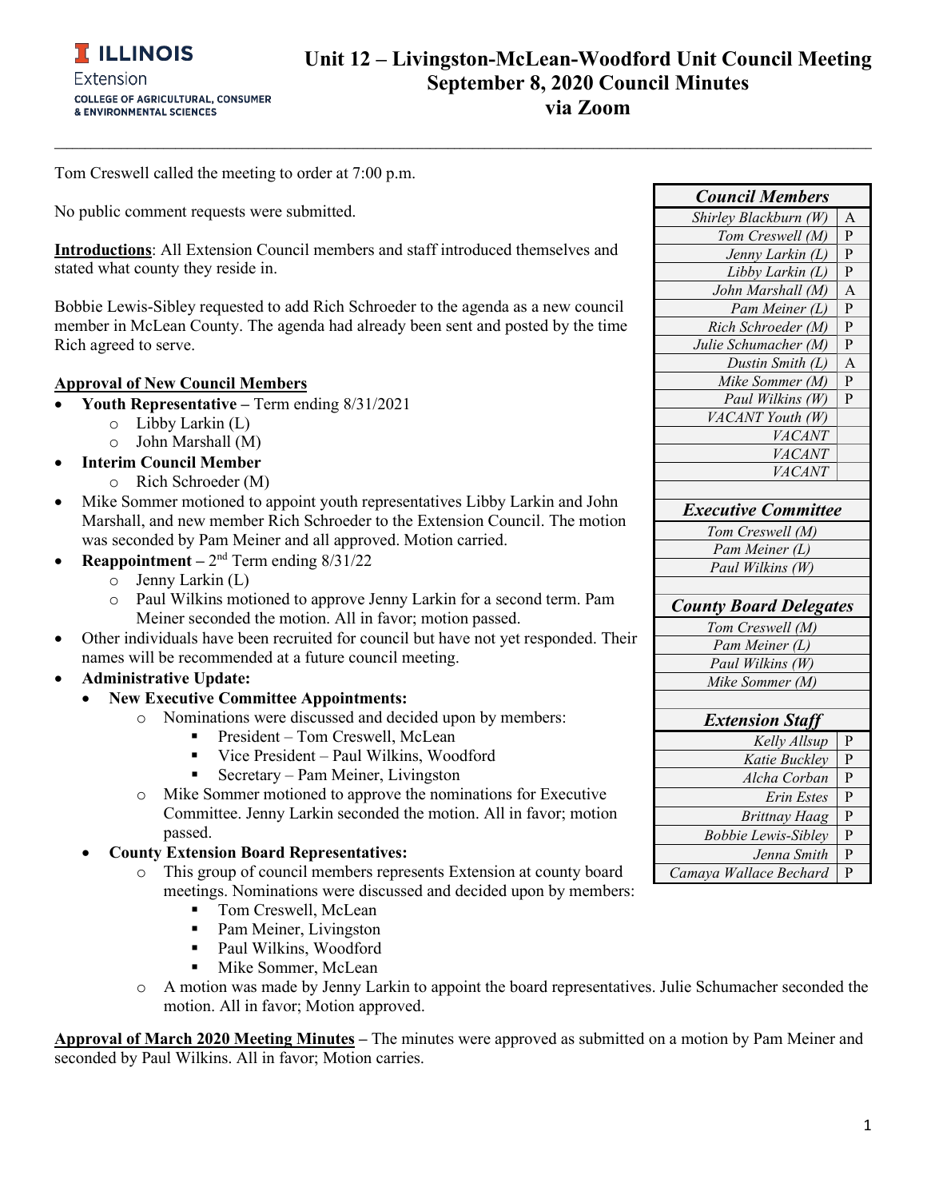# Unit 12 – Livingston-McLean-Woodford Unit Council Meeting
## September 8, 2020 Council Minutes
## via Zoom

Tom Creswell called the meeting to order at 7:00 p.m.

No public comment requests were submitted.

**Introductions**: All Extension Council members and staff introduced themselves and stated what county they reside in.

Bobbie Lewis-Sibley requested to add Rich Schroeder to the agenda as a new council member in McLean County. The agenda had already been sent and posted by the time Rich agreed to serve.

**Approval of New Council Members**

- **Youth Representative –** Term ending 8/31/2021
  - Libby Larkin (L)
  - John Marshall (M)
- **Interim Council Member**
  - Rich Schroeder (M)
- Mike Sommer motioned to appoint youth representatives Libby Larkin and John Marshall, and new member Rich Schroeder to the Extension Council. The motion was seconded by Pam Meiner and all approved. Motion carried.
- **Reappointment –** 2nd Term ending 8/31/22
  - Jenny Larkin (L)
  - Paul Wilkins motioned to approve Jenny Larkin for a second term. Pam Meiner seconded the motion. All in favor; motion passed.
- Other individuals have been recruited for council but have not yet responded. Their names will be recommended at a future council meeting.
- **Administrative Update:**
  - **New Executive Committee Appointments:**
    - Nominations were discussed and decided upon by members:
      - President – Tom Creswell, McLean
      - Vice President – Paul Wilkins, Woodford
      - Secretary – Pam Meiner, Livingston
    - Mike Sommer motioned to approve the nominations for Executive Committee. Jenny Larkin seconded the motion. All in favor; motion passed.
  - **County Extension Board Representatives:**
    - This group of council members represents Extension at county board meetings. Nominations were discussed and decided upon by members:
      - Tom Creswell, McLean
      - Pam Meiner, Livingston
      - Paul Wilkins, Woodford
      - Mike Sommer, McLean
    - A motion was made by Jenny Larkin to appoint the board representatives. Julie Schumacher seconded the motion. All in favor; Motion approved.

**Approval of March 2020 Meeting Minutes –** The minutes were approved as submitted on a motion by Pam Meiner and seconded by Paul Wilkins. All in favor; Motion carries.

| *Council Members* | |
|---|---|
| *Shirley Blackburn (W)* | A |
| *Tom Creswell (M)* | P |
| *Jenny Larkin (L)* | P |
| *Libby Larkin (L)* | P |
| *John Marshall (M)* | A |
| *Pam Meiner (L)* | P |
| *Rich Schroeder (M)* | P |
| *Julie Schumacher (M)* | P |
| *Dustin Smith (L)* | A |
| *Mike Sommer (M)* | P |
| *Paul Wilkins (W)* | P |
| *VACANT Youth (W)* | |
| *VACANT* | |
| *VACANT* | |
| *VACANT* | |

| *Executive Committee* |
|---|
| *Tom Creswell (M)* |
| *Pam Meiner (L)* |
| *Paul Wilkins (W)* |

| *County Board Delegates* |
|---|
| *Tom Creswell (M)* |
| *Pam Meiner (L)* |
| *Paul Wilkins (W)* |
| *Mike Sommer (M)* |

| *Extension Staff* | |
|---|---|
| *Kelly Allsup* | P |
| *Katie Buckley* | P |
| *Alcha Corban* | P |
| *Erin Estes* | P |
| *Brittnay Haag* | P |
| *Bobbie Lewis-Sibley* | P |
| *Jenna Smith* | P |
| *Camaya Wallace Bechard* | P |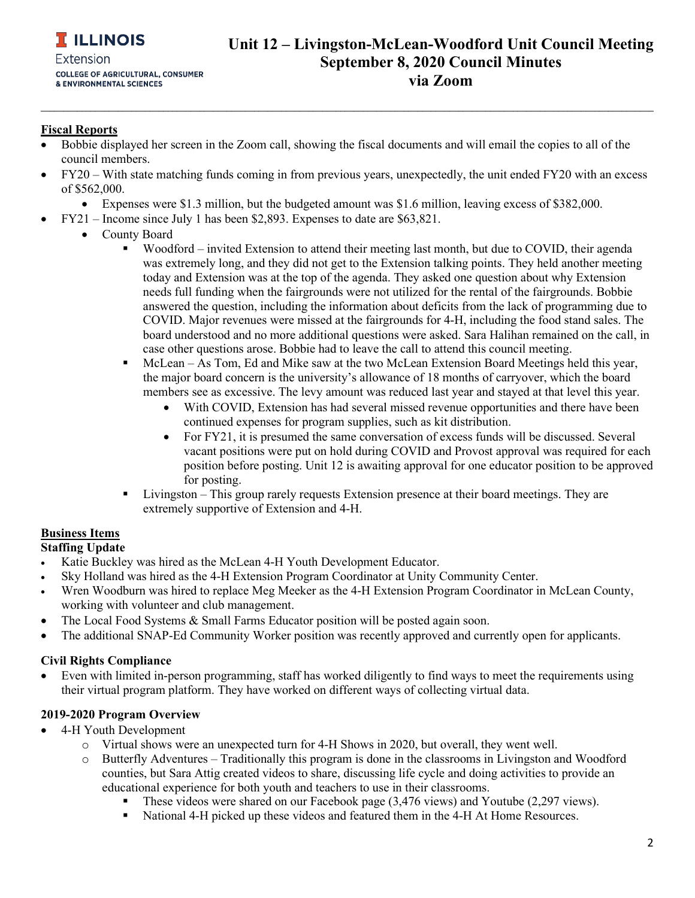# Unit 12 – Livingston-McLean-Woodford Unit Council Meeting
## September 8, 2020 Council Minutes
## via Zoom

**Fiscal Reports**

- Bobbie displayed her screen in the Zoom call, showing the fiscal documents and will email the copies to all of the council members.
- FY20 – With state matching funds coming in from previous years, unexpectedly, the unit ended FY20 with an excess of $562,000.
  - Expenses were $1.3 million, but the budgeted amount was $1.6 million, leaving excess of $382,000.
- FY21 – Income since July 1 has been $2,893. Expenses to date are $63,821.
  - County Board
    - Woodford – invited Extension to attend their meeting last month, but due to COVID, their agenda was extremely long, and they did not get to the Extension talking points. They held another meeting today and Extension was at the top of the agenda. They asked one question about why Extension needs full funding when the fairgrounds were not utilized for the rental of the fairgrounds. Bobbie answered the question, including the information about deficits from the lack of programming due to COVID. Major revenues were missed at the fairgrounds for 4-H, including the food stand sales. The board understood and no more additional questions were asked. Sara Halihan remained on the call, in case other questions arose. Bobbie had to leave the call to attend this council meeting.
    - McLean – As Tom, Ed and Mike saw at the two McLean Extension Board Meetings held this year, the major board concern is the university's allowance of 18 months of carryover, which the board members see as excessive. The levy amount was reduced last year and stayed at that level this year.
      - With COVID, Extension has had several missed revenue opportunities and there have been continued expenses for program supplies, such as kit distribution.
      - For FY21, it is presumed the same conversation of excess funds will be discussed. Several vacant positions were put on hold during COVID and Provost approval was required for each position before posting. Unit 12 is awaiting approval for one educator position to be approved for posting.
    - Livingston – This group rarely requests Extension presence at their board meetings. They are extremely supportive of Extension and 4-H.

**Business Items**

**Staffing Update**

- Katie Buckley was hired as the McLean 4-H Youth Development Educator.
- Sky Holland was hired as the 4-H Extension Program Coordinator at Unity Community Center.
- Wren Woodburn was hired to replace Meg Meeker as the 4-H Extension Program Coordinator in McLean County, working with volunteer and club management.
- The Local Food Systems & Small Farms Educator position will be posted again soon.
- The additional SNAP-Ed Community Worker position was recently approved and currently open for applicants.

**Civil Rights Compliance**

- Even with limited in-person programming, staff has worked diligently to find ways to meet the requirements using their virtual program platform. They have worked on different ways of collecting virtual data.

**2019-2020 Program Overview**

- 4-H Youth Development
  - Virtual shows were an unexpected turn for 4-H Shows in 2020, but overall, they went well.
  - Butterfly Adventures – Traditionally this program is done in the classrooms in Livingston and Woodford counties, but Sara Attig created videos to share, discussing life cycle and doing activities to provide an educational experience for both youth and teachers to use in their classrooms.
    - These videos were shared on our Facebook page (3,476 views) and Youtube (2,297 views).
    - National 4-H picked up these videos and featured them in the 4-H At Home Resources.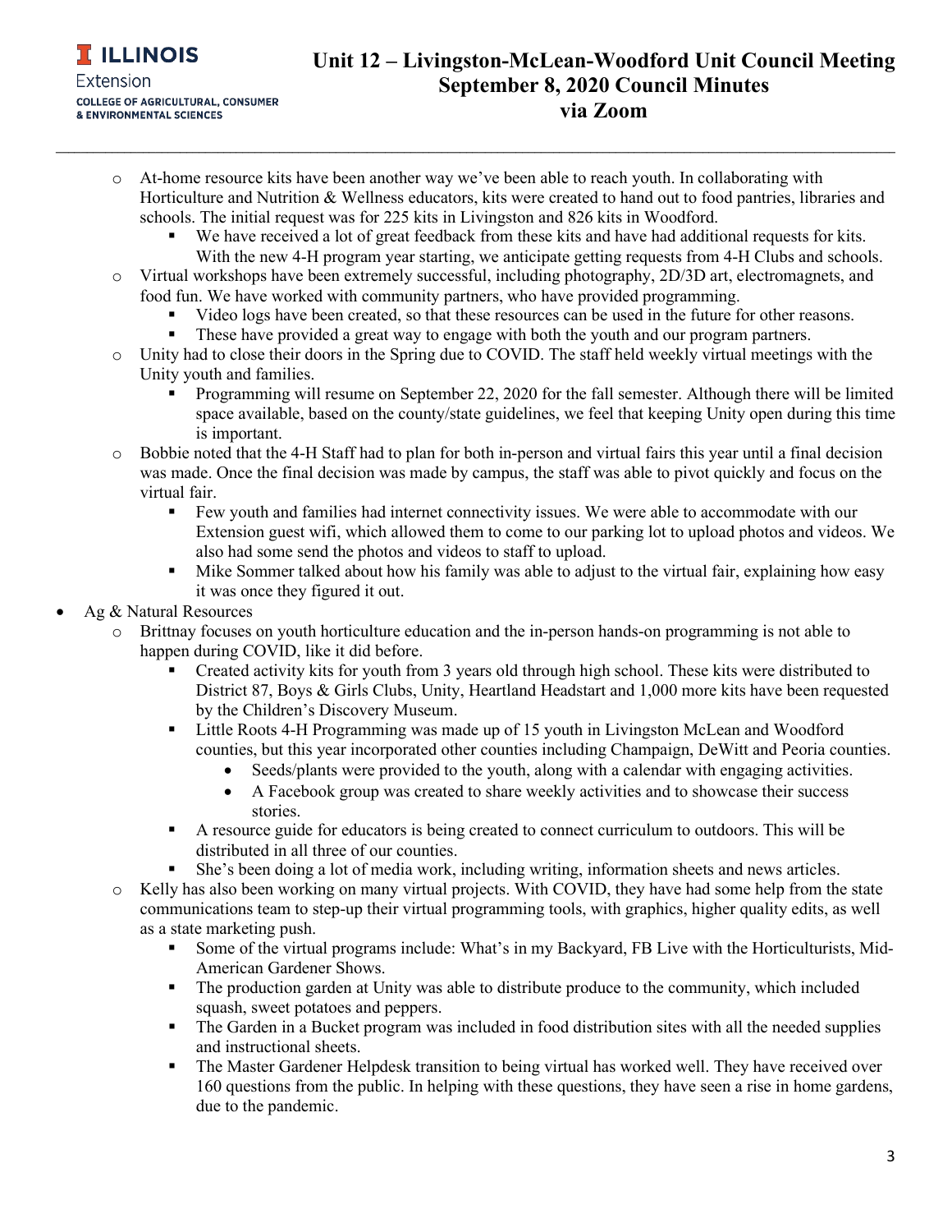- At-home resource kits have been another way we've been able to reach youth. In collaborating with Horticulture and Nutrition & Wellness educators, kits were created to hand out to food pantries, libraries and schools. The initial request was for 225 kits in Livingston and 826 kits in Woodford.
  - We have received a lot of great feedback from these kits and have had additional requests for kits. With the new 4-H program year starting, we anticipate getting requests from 4-H Clubs and schools.
- Virtual workshops have been extremely successful, including photography, 2D/3D art, electromagnets, and food fun. We have worked with community partners, who have provided programming.
  - Video logs have been created, so that these resources can be used in the future for other reasons.
  - These have provided a great way to engage with both the youth and our program partners.
- Unity had to close their doors in the Spring due to COVID. The staff held weekly virtual meetings with the Unity youth and families.
  - Programming will resume on September 22, 2020 for the fall semester. Although there will be limited space available, based on the county/state guidelines, we feel that keeping Unity open during this time is important.
- Bobbie noted that the 4-H Staff had to plan for both in-person and virtual fairs this year until a final decision was made. Once the final decision was made by campus, the staff was able to pivot quickly and focus on the virtual fair.
  - Few youth and families had internet connectivity issues. We were able to accommodate with our Extension guest wifi, which allowed them to come to our parking lot to upload photos and videos. We also had some send the photos and videos to staff to upload.
  - Mike Sommer talked about how his family was able to adjust to the virtual fair, explaining how easy it was once they figured it out.

- Ag & Natural Resources
  - Brittnay focuses on youth horticulture education and the in-person hands-on programming is not able to happen during COVID, like it did before.
    - Created activity kits for youth from 3 years old through high school. These kits were distributed to District 87, Boys & Girls Clubs, Unity, Heartland Headstart and 1,000 more kits have been requested by the Children's Discovery Museum.
    - Little Roots 4-H Programming was made up of 15 youth in Livingston McLean and Woodford counties, but this year incorporated other counties including Champaign, DeWitt and Peoria counties.
      - Seeds/plants were provided to the youth, along with a calendar with engaging activities.
      - A Facebook group was created to share weekly activities and to showcase their success stories.
    - A resource guide for educators is being created to connect curriculum to outdoors. This will be distributed in all three of our counties.
    - She's been doing a lot of media work, including writing, information sheets and news articles.
  - Kelly has also been working on many virtual projects. With COVID, they have had some help from the state communications team to step-up their virtual programming tools, with graphics, higher quality edits, as well as a state marketing push.
    - Some of the virtual programs include: What's in my Backyard, FB Live with the Horticulturists, Mid-American Gardener Shows.
    - The production garden at Unity was able to distribute produce to the community, which included squash, sweet potatoes and peppers.
    - The Garden in a Bucket program was included in food distribution sites with all the needed supplies and instructional sheets.
    - The Master Gardener Helpdesk transition to being virtual has worked well. They have received over 160 questions from the public. In helping with these questions, they have seen a rise in home gardens, due to the pandemic.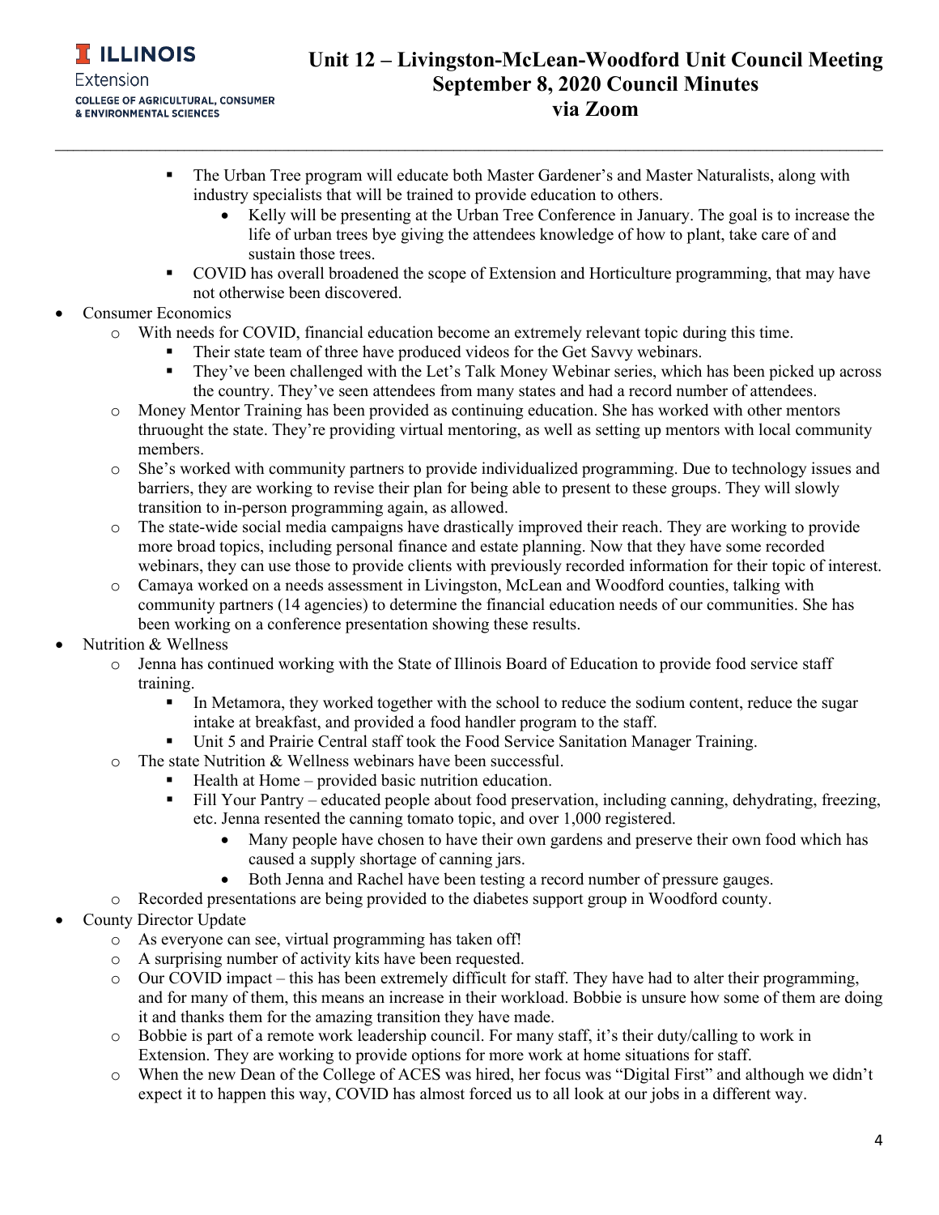- The Urban Tree program will educate both Master Gardener's and Master Naturalists, along with industry specialists that will be trained to provide education to others.
  - Kelly will be presenting at the Urban Tree Conference in January. The goal is to increase the life of urban trees bye giving the attendees knowledge of how to plant, take care of and sustain those trees.
- COVID has overall broadened the scope of Extension and Horticulture programming, that may have not otherwise been discovered.

- Consumer Economics
  - With needs for COVID, financial education become an extremely relevant topic during this time.
    - Their state team of three have produced videos for the Get Savvy webinars.
    - They've been challenged with the Let's Talk Money Webinar series, which has been picked up across the country. They've seen attendees from many states and had a record number of attendees.
  - Money Mentor Training has been provided as continuing education. She has worked with other mentors thruought the state. They're providing virtual mentoring, as well as setting up mentors with local community members.
  - She's worked with community partners to provide individualized programming. Due to technology issues and barriers, they are working to revise their plan for being able to present to these groups. They will slowly transition to in-person programming again, as allowed.
  - The state-wide social media campaigns have drastically improved their reach. They are working to provide more broad topics, including personal finance and estate planning. Now that they have some recorded webinars, they can use those to provide clients with previously recorded information for their topic of interest.
  - Camaya worked on a needs assessment in Livingston, McLean and Woodford counties, talking with community partners (14 agencies) to determine the financial education needs of our communities. She has been working on a conference presentation showing these results.
- Nutrition & Wellness
  - Jenna has continued working with the State of Illinois Board of Education to provide food service staff training.
    - In Metamora, they worked together with the school to reduce the sodium content, reduce the sugar intake at breakfast, and provided a food handler program to the staff.
    - Unit 5 and Prairie Central staff took the Food Service Sanitation Manager Training.
  - The state Nutrition & Wellness webinars have been successful.
    - Health at Home – provided basic nutrition education.
    - Fill Your Pantry – educated people about food preservation, including canning, dehydrating, freezing, etc. Jenna resented the canning tomato topic, and over 1,000 registered.
      - Many people have chosen to have their own gardens and preserve their own food which has caused a supply shortage of canning jars.
      - Both Jenna and Rachel have been testing a record number of pressure gauges.
  - Recorded presentations are being provided to the diabetes support group in Woodford county.
- County Director Update
  - As everyone can see, virtual programming has taken off!
  - A surprising number of activity kits have been requested.
  - Our COVID impact – this has been extremely difficult for staff. They have had to alter their programming, and for many of them, this means an increase in their workload. Bobbie is unsure how some of them are doing it and thanks them for the amazing transition they have made.
  - Bobbie is part of a remote work leadership council. For many staff, it's their duty/calling to work in Extension. They are working to provide options for more work at home situations for staff.
  - When the new Dean of the College of ACES was hired, her focus was "Digital First" and although we didn't expect it to happen this way, COVID has almost forced us to all look at our jobs in a different way.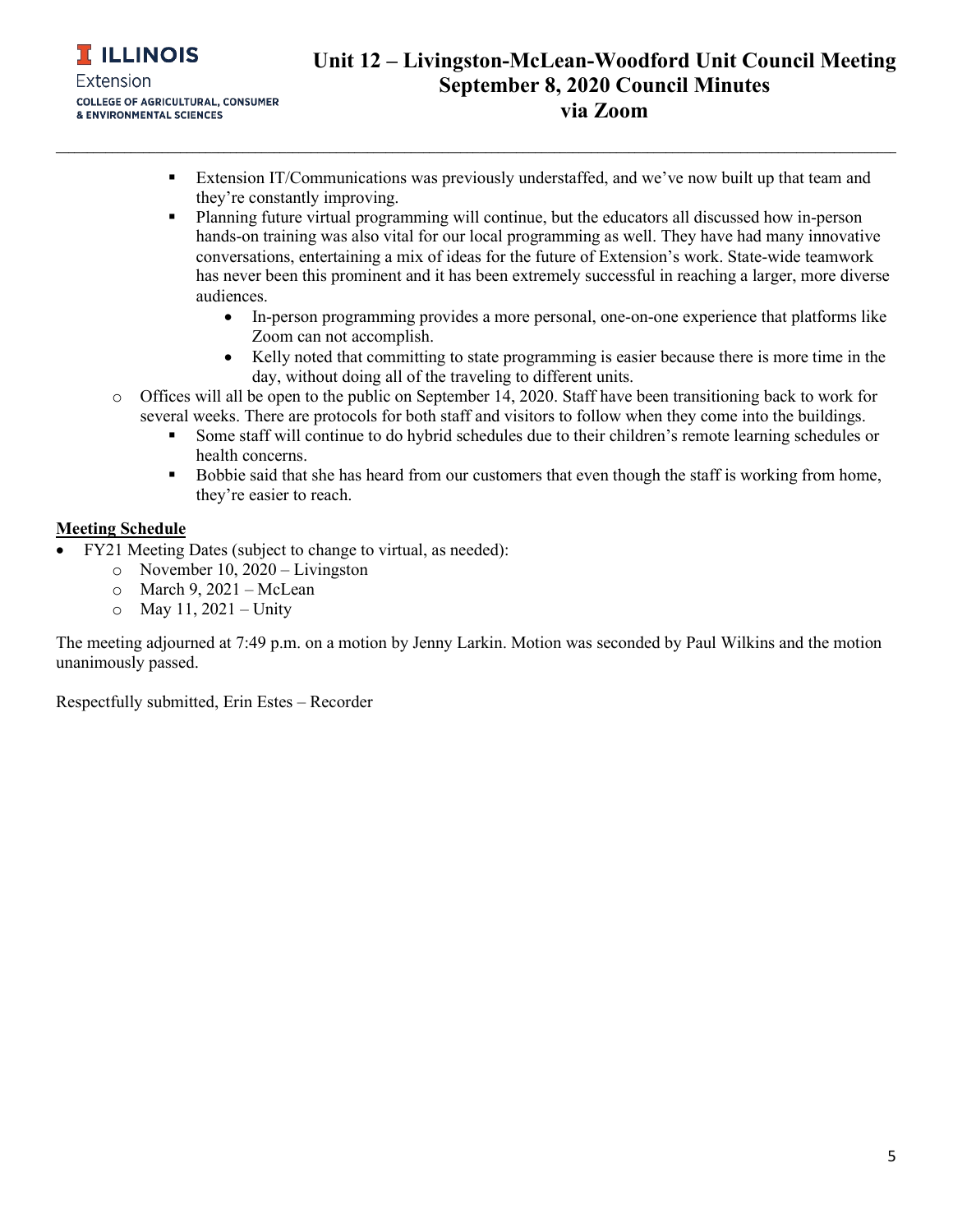- Extension IT/Communications was previously understaffed, and we've now built up that team and they're constantly improving.
    - Planning future virtual programming will continue, but the educators all discussed how in-person hands-on training was also vital for our local programming as well. They have had many innovative conversations, entertaining a mix of ideas for the future of Extension's work. State-wide teamwork has never been this prominent and it has been extremely successful in reaching a larger, more diverse audiences.
        - In-person programming provides a more personal, one-on-one experience that platforms like Zoom can not accomplish.
        - Kelly noted that committing to state programming is easier because there is more time in the day, without doing all of the traveling to different units.
- Offices will all be open to the public on September 14, 2020. Staff have been transitioning back to work for several weeks. There are protocols for both staff and visitors to follow when they come into the buildings.
    - Some staff will continue to do hybrid schedules due to their children's remote learning schedules or health concerns.
    - Bobbie said that she has heard from our customers that even though the staff is working from home, they're easier to reach.

**Meeting Schedule**

- FY21 Meeting Dates (subject to change to virtual, as needed):
    - November 10, 2020 – Livingston
    - March 9, 2021 – McLean
    - May 11, 2021 – Unity

The meeting adjourned at 7:49 p.m. on a motion by Jenny Larkin. Motion was seconded by Paul Wilkins and the motion unanimously passed.

Respectfully submitted, Erin Estes – Recorder